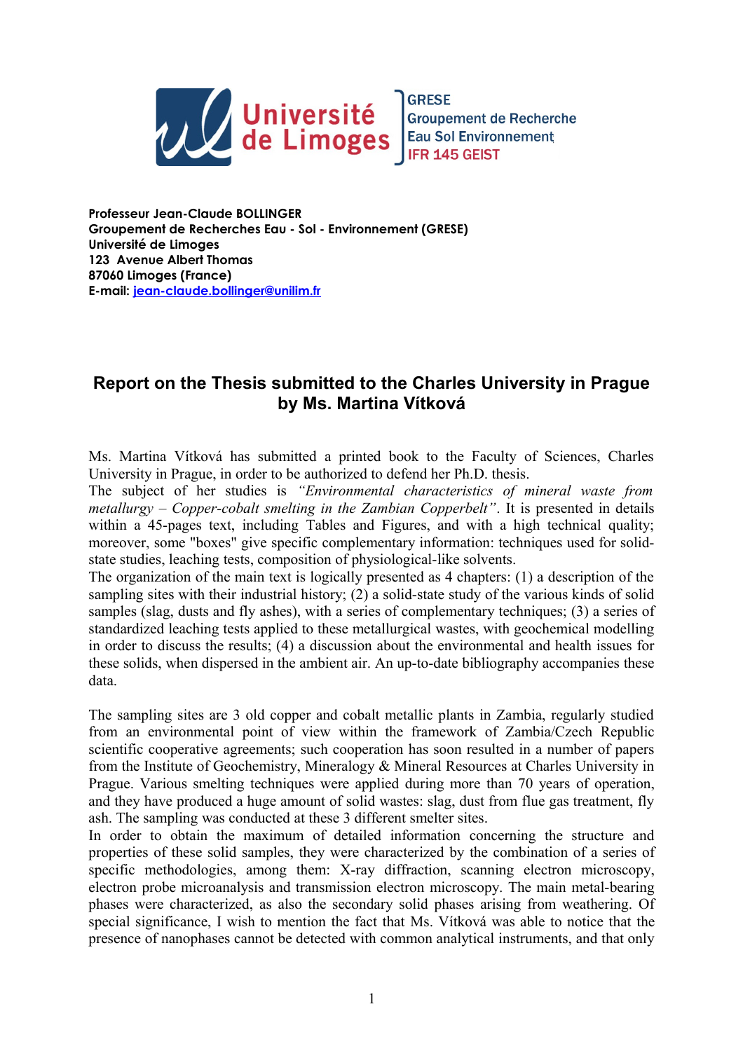Université de Limoges

GRESE
Groupement de Recherche
Eau Sol Environnement
IFR 145 GEIST

**Professeur Jean-Claude BOLLINGER**
**Groupement de Recherches Eau - Sol - Environnement (GRESE)**
**Université de Limoges**
**123 Avenue Albert Thomas**
**87060 Limoges (France)**
**E-mail: jean-claude.bollinger@unilim.fr**

# Report on the Thesis submitted to the Charles University in Prague by Ms. Martina Vítková

Ms. Martina Vítková has submitted a printed book to the Faculty of Sciences, Charles University in Prague, in order to be authorized to defend her Ph.D. thesis.
The subject of her studies is *"Environmental characteristics of mineral waste from metallurgy – Copper-cobalt smelting in the Zambian Copperbelt"*. It is presented in details within a 45-pages text, including Tables and Figures, and with a high technical quality; moreover, some "boxes" give specific complementary information: techniques used for solid-state studies, leaching tests, composition of physiological-like solvents.
The organization of the main text is logically presented as 4 chapters: (1) a description of the sampling sites with their industrial history; (2) a solid-state study of the various kinds of solid samples (slag, dusts and fly ashes), with a series of complementary techniques; (3) a series of standardized leaching tests applied to these metallurgical wastes, with geochemical modelling in order to discuss the results; (4) a discussion about the environmental and health issues for these solids, when dispersed in the ambient air. An up-to-date bibliography accompanies these data.

The sampling sites are 3 old copper and cobalt metallic plants in Zambia, regularly studied from an environmental point of view within the framework of Zambia/Czech Republic scientific cooperative agreements; such cooperation has soon resulted in a number of papers from the Institute of Geochemistry, Mineralogy & Mineral Resources at Charles University in Prague. Various smelting techniques were applied during more than 70 years of operation, and they have produced a huge amount of solid wastes: slag, dust from flue gas treatment, fly ash. The sampling was conducted at these 3 different smelter sites.
In order to obtain the maximum of detailed information concerning the structure and properties of these solid samples, they were characterized by the combination of a series of specific methodologies, among them: X-ray diffraction, scanning electron microscopy, electron probe microanalysis and transmission electron microscopy. The main metal-bearing phases were characterized, as also the secondary solid phases arising from weathering. Of special significance, I wish to mention the fact that Ms. Vítková was able to notice that the presence of nanophases cannot be detected with common analytical instruments, and that only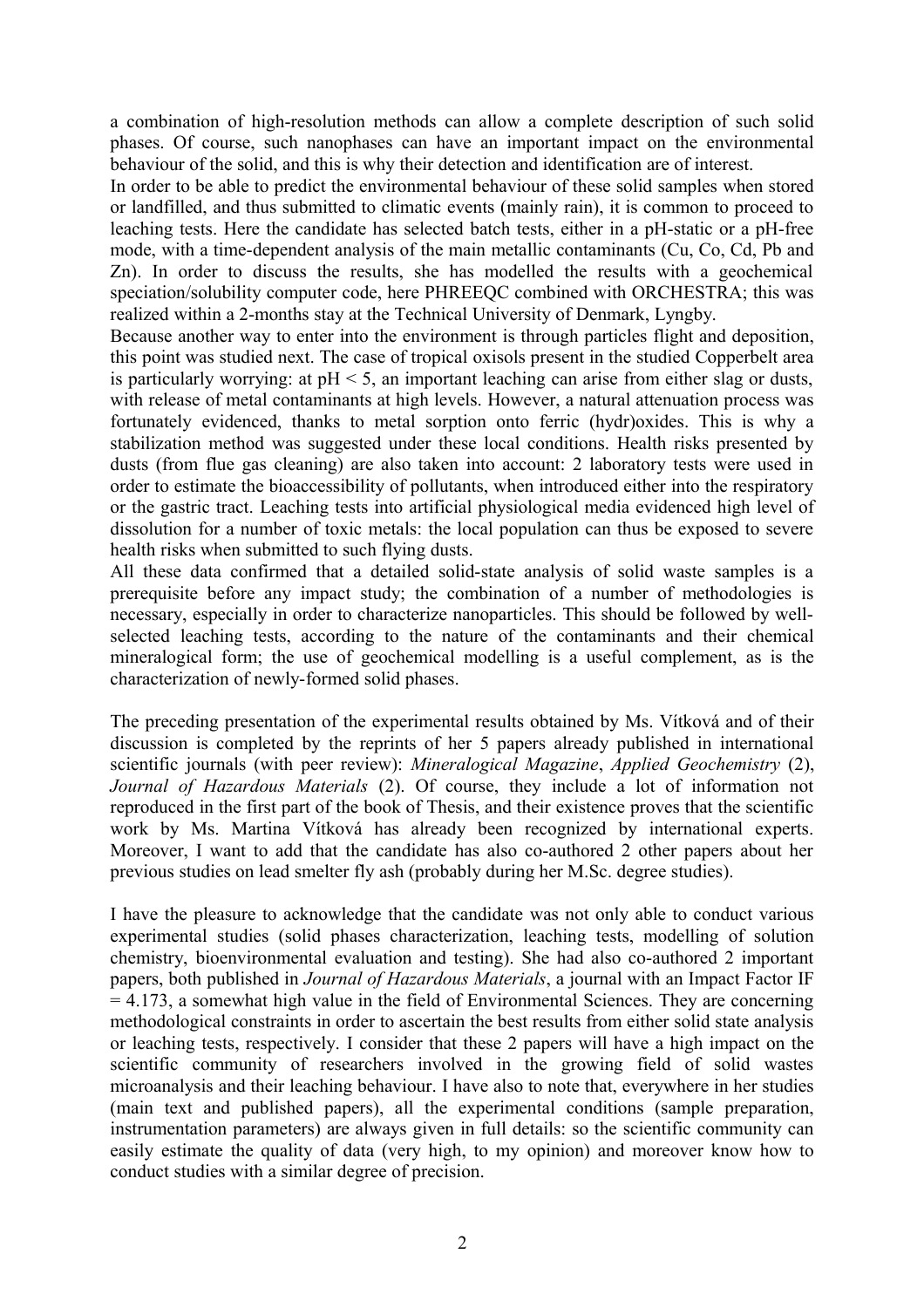a combination of high-resolution methods can allow a complete description of such solid phases. Of course, such nanophases can have an important impact on the environmental behaviour of the solid, and this is why their detection and identification are of interest.

In order to be able to predict the environmental behaviour of these solid samples when stored or landfilled, and thus submitted to climatic events (mainly rain), it is common to proceed to leaching tests. Here the candidate has selected batch tests, either in a pH-static or a pH-free mode, with a time-dependent analysis of the main metallic contaminants (Cu, Co, Cd, Pb and Zn). In order to discuss the results, she has modelled the results with a geochemical speciation/solubility computer code, here PHREEQC combined with ORCHESTRA; this was realized within a 2-months stay at the Technical University of Denmark, Lyngby.

Because another way to enter into the environment is through particles flight and deposition, this point was studied next. The case of tropical oxisols present in the studied Copperbelt area is particularly worrying: at $pH < 5$, an important leaching can arise from either slag or dusts, with release of metal contaminants at high levels. However, a natural attenuation process was fortunately evidenced, thanks to metal sorption onto ferric (hydr)oxides. This is why a stabilization method was suggested under these local conditions. Health risks presented by dusts (from flue gas cleaning) are also taken into account: 2 laboratory tests were used in order to estimate the bioaccessibility of pollutants, when introduced either into the respiratory or the gastric tract. Leaching tests into artificial physiological media evidenced high level of dissolution for a number of toxic metals: the local population can thus be exposed to severe health risks when submitted to such flying dusts.

All these data confirmed that a detailed solid-state analysis of solid waste samples is a prerequisite before any impact study; the combination of a number of methodologies is necessary, especially in order to characterize nanoparticles. This should be followed by well-selected leaching tests, according to the nature of the contaminants and their chemical mineralogical form; the use of geochemical modelling is a useful complement, as is the characterization of newly-formed solid phases.

The preceding presentation of the experimental results obtained by Ms. Vítková and of their discussion is completed by the reprints of her 5 papers already published in international scientific journals (with peer review): *Mineralogical Magazine*, *Applied Geochemistry* (2), *Journal of Hazardous Materials* (2). Of course, they include a lot of information not reproduced in the first part of the book of Thesis, and their existence proves that the scientific work by Ms. Martina Vítková has already been recognized by international experts. Moreover, I want to add that the candidate has also co-authored 2 other papers about her previous studies on lead smelter fly ash (probably during her M.Sc. degree studies).

I have the pleasure to acknowledge that the candidate was not only able to conduct various experimental studies (solid phases characterization, leaching tests, modelling of solution chemistry, bioenvironmental evaluation and testing). She had also co-authored 2 important papers, both published in *Journal of Hazardous Materials*, a journal with an Impact Factor IF = 4.173, a somewhat high value in the field of Environmental Sciences. They are concerning methodological constraints in order to ascertain the best results from either solid state analysis or leaching tests, respectively. I consider that these 2 papers will have a high impact on the scientific community of researchers involved in the growing field of solid wastes microanalysis and their leaching behaviour. I have also to note that, everywhere in her studies (main text and published papers), all the experimental conditions (sample preparation, instrumentation parameters) are always given in full details: so the scientific community can easily estimate the quality of data (very high, to my opinion) and moreover know how to conduct studies with a similar degree of precision.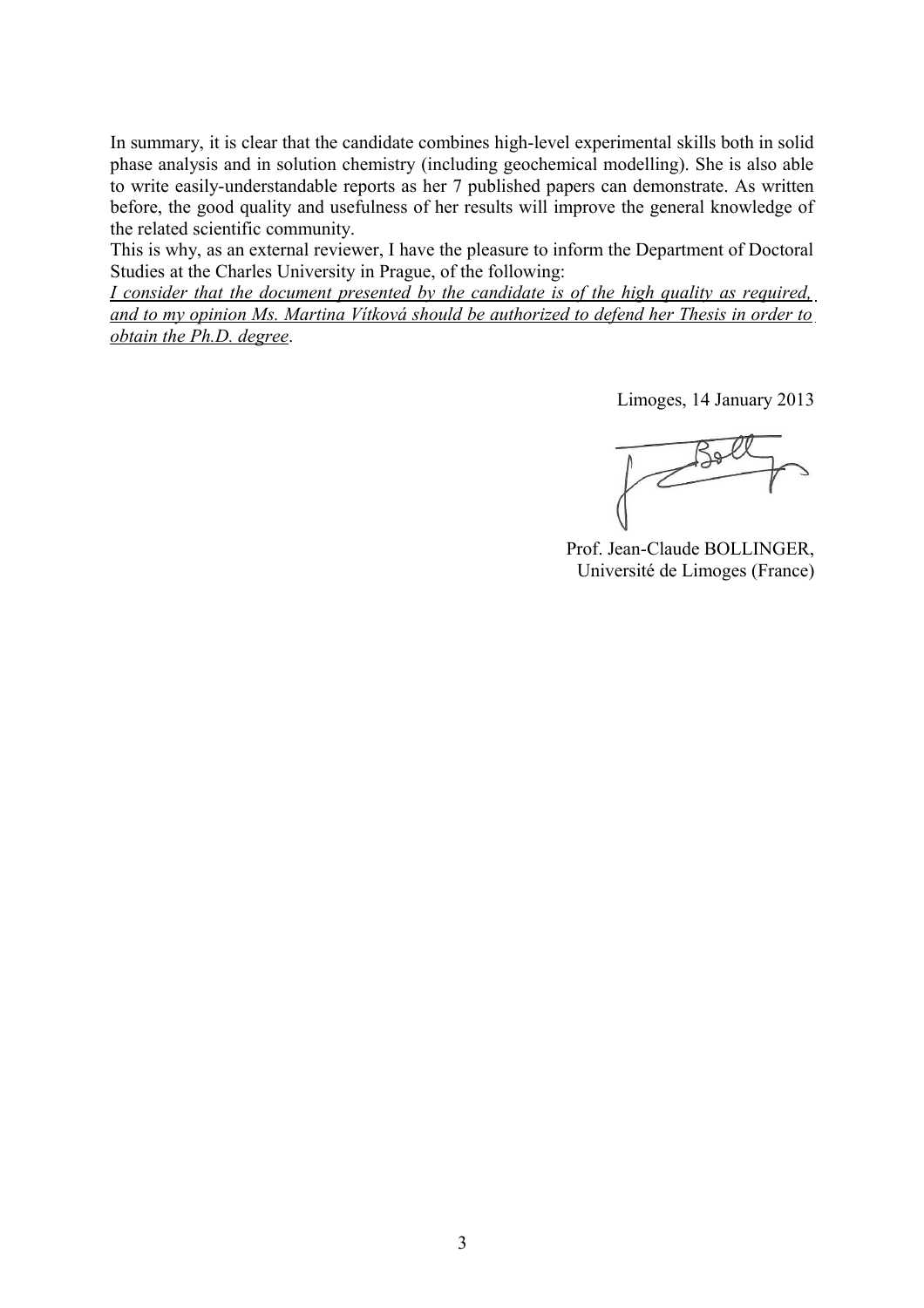In summary, it is clear that the candidate combines high-level experimental skills both in solid phase analysis and in solution chemistry (including geochemical modelling). She is also able to write easily-understandable reports as her 7 published papers can demonstrate. As written before, the good quality and usefulness of her results will improve the general knowledge of the related scientific community.

This is why, as an external reviewer, I have the pleasure to inform the Department of Doctoral Studies at the Charles University in Prague, of the following:

*I consider that the document presented by the candidate is of the high quality as required, and to my opinion Ms. Martina Vítková should be authorized to defend her Thesis in order to obtain the Ph.D. degree*.

Limoges, 14 January 2013

Prof. Jean-Claude BOLLINGER,
Université de Limoges (France)